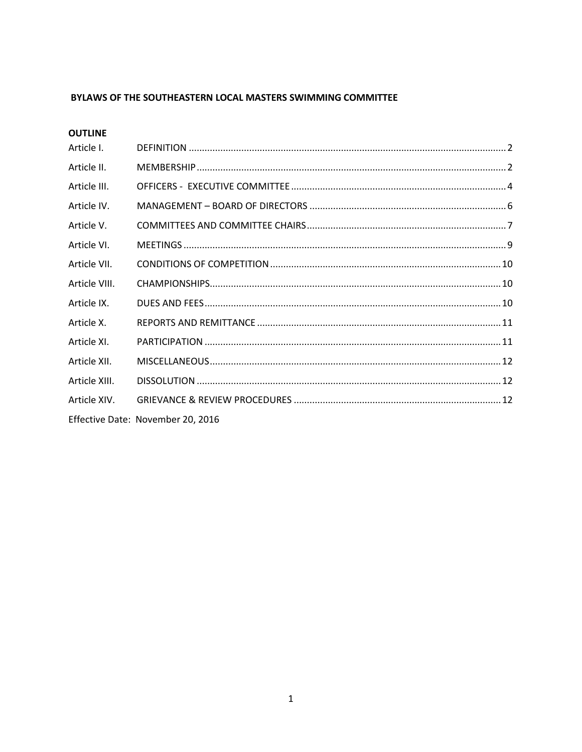# BYLAWS OF THE SOUTHEASTERN LOCAL MASTERS SWIMMING COMMITTEE

**OUTLINE**

| | | |
|---|---|---|
| Article I. | DEFINITION | 2 |
| Article II. | MEMBERSHIP | 2 |
| Article III. | OFFICERS - EXECUTIVE COMMITTEE | 4 |
| Article IV. | MANAGEMENT – BOARD OF DIRECTORS | 6 |
| Article V. | COMMITTEES AND COMMITTEE CHAIRS | 7 |
| Article VI. | MEETINGS | 9 |
| Article VII. | CONDITIONS OF COMPETITION | 10 |
| Article VIII. | CHAMPIONSHIPS | 10 |
| Article IX. | DUES AND FEES | 10 |
| Article X. | REPORTS AND REMITTANCE | 11 |
| Article XI. | PARTICIPATION | 11 |
| Article XII. | MISCELLANEOUS | 12 |
| Article XIII. | DISSOLUTION | 12 |
| Article XIV. | GRIEVANCE & REVIEW PROCEDURES | 12 |

Effective Date: November 20, 2016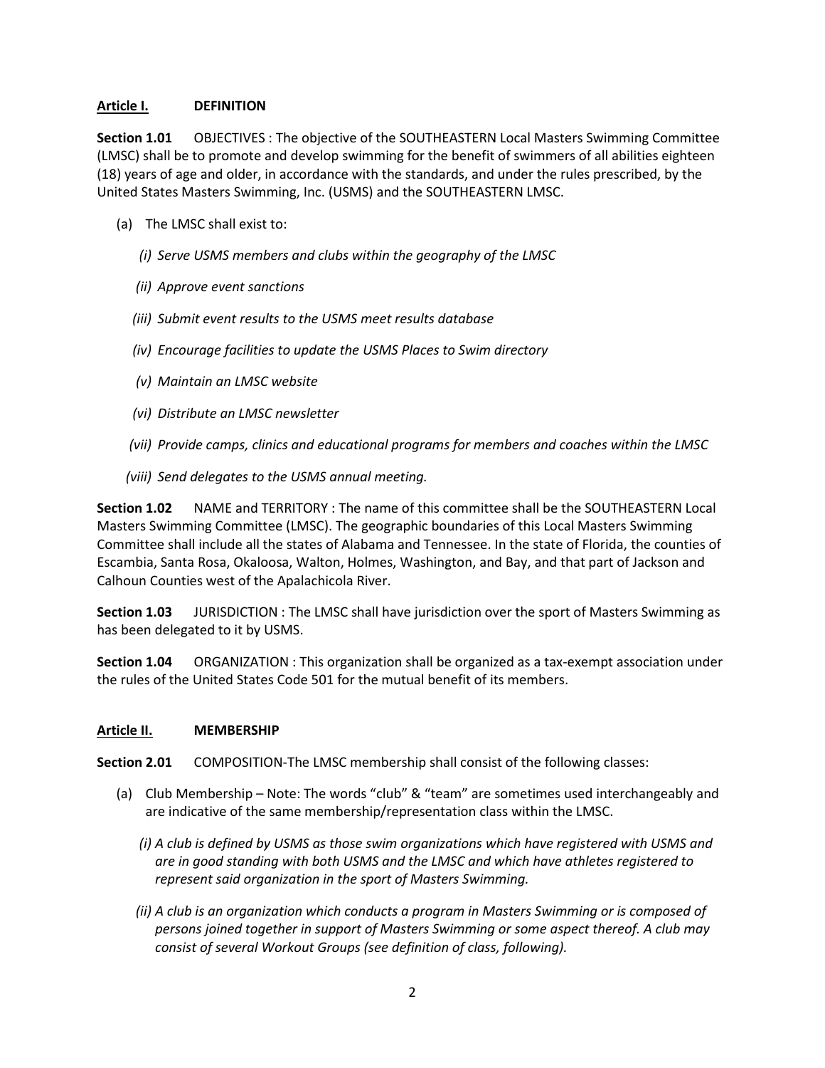## Article I. DEFINITION

**Section 1.01** OBJECTIVES : The objective of the SOUTHEASTERN Local Masters Swimming Committee (LMSC) shall be to promote and develop swimming for the benefit of swimmers of all abilities eighteen (18) years of age and older, in accordance with the standards, and under the rules prescribed, by the United States Masters Swimming, Inc. (USMS) and the SOUTHEASTERN LMSC.

(a) The LMSC shall exist to:

*(i) Serve USMS members and clubs within the geography of the LMSC*

*(ii) Approve event sanctions*

*(iii) Submit event results to the USMS meet results database*

*(iv) Encourage facilities to update the USMS Places to Swim directory*

*(v) Maintain an LMSC website*

*(vi) Distribute an LMSC newsletter*

*(vii) Provide camps, clinics and educational programs for members and coaches within the LMSC*

*(viii) Send delegates to the USMS annual meeting.*

**Section 1.02** NAME and TERRITORY : The name of this committee shall be the SOUTHEASTERN Local Masters Swimming Committee (LMSC). The geographic boundaries of this Local Masters Swimming Committee shall include all the states of Alabama and Tennessee. In the state of Florida, the counties of Escambia, Santa Rosa, Okaloosa, Walton, Holmes, Washington, and Bay, and that part of Jackson and Calhoun Counties west of the Apalachicola River.

**Section 1.03** JURISDICTION : The LMSC shall have jurisdiction over the sport of Masters Swimming as has been delegated to it by USMS.

**Section 1.04** ORGANIZATION : This organization shall be organized as a tax-exempt association under the rules of the United States Code 501 for the mutual benefit of its members.

## Article II. MEMBERSHIP

**Section 2.01** COMPOSITION-The LMSC membership shall consist of the following classes:

(a) Club Membership – Note: The words "club" & "team" are sometimes used interchangeably and are indicative of the same membership/representation class within the LMSC.

*(i) A club is defined by USMS as those swim organizations which have registered with USMS and are in good standing with both USMS and the LMSC and which have athletes registered to represent said organization in the sport of Masters Swimming.*

*(ii) A club is an organization which conducts a program in Masters Swimming or is composed of persons joined together in support of Masters Swimming or some aspect thereof. A club may consist of several Workout Groups (see definition of class, following).*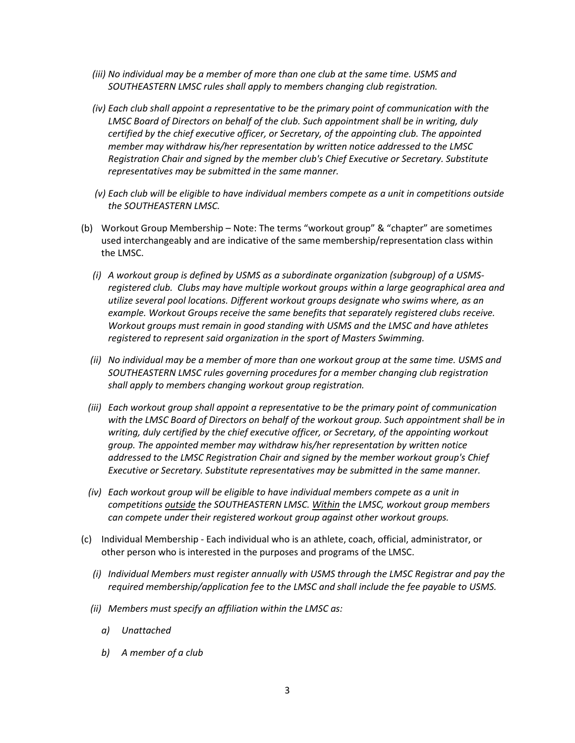*(iii) No individual may be a member of more than one club at the same time. USMS and SOUTHEASTERN LMSC rules shall apply to members changing club registration.*

*(iv) Each club shall appoint a representative to be the primary point of communication with the LMSC Board of Directors on behalf of the club. Such appointment shall be in writing, duly certified by the chief executive officer, or Secretary, of the appointing club. The appointed member may withdraw his/her representation by written notice addressed to the LMSC Registration Chair and signed by the member club's Chief Executive or Secretary. Substitute representatives may be submitted in the same manner.*

*(v) Each club will be eligible to have individual members compete as a unit in competitions outside the SOUTHEASTERN LMSC.*

(b) Workout Group Membership – Note: The terms "workout group" & "chapter" are sometimes used interchangeably and are indicative of the same membership/representation class within the LMSC.

*(i) A workout group is defined by USMS as a subordinate organization (subgroup) of a USMS-registered club. Clubs may have multiple workout groups within a large geographical area and utilize several pool locations. Different workout groups designate who swims where, as an example. Workout Groups receive the same benefits that separately registered clubs receive. Workout groups must remain in good standing with USMS and the LMSC and have athletes registered to represent said organization in the sport of Masters Swimming.*

*(ii) No individual may be a member of more than one workout group at the same time. USMS and SOUTHEASTERN LMSC rules governing procedures for a member changing club registration shall apply to members changing workout group registration.*

*(iii) Each workout group shall appoint a representative to be the primary point of communication with the LMSC Board of Directors on behalf of the workout group. Such appointment shall be in writing, duly certified by the chief executive officer, or Secretary, of the appointing workout group. The appointed member may withdraw his/her representation by written notice addressed to the LMSC Registration Chair and signed by the member workout group's Chief Executive or Secretary. Substitute representatives may be submitted in the same manner.*

*(iv) Each workout group will be eligible to have individual members compete as a unit in competitions <u>outside</u> the SOUTHEASTERN LMSC. <u>Within</u> the LMSC, workout group members can compete under their registered workout group against other workout groups.*

(c) Individual Membership - Each individual who is an athlete, coach, official, administrator, or other person who is interested in the purposes and programs of the LMSC.

*(i) Individual Members must register annually with USMS through the LMSC Registrar and pay the required membership/application fee to the LMSC and shall include the fee payable to USMS.*

*(ii) Members must specify an affiliation within the LMSC as:*

*a) Unattached*

*b) A member of a club*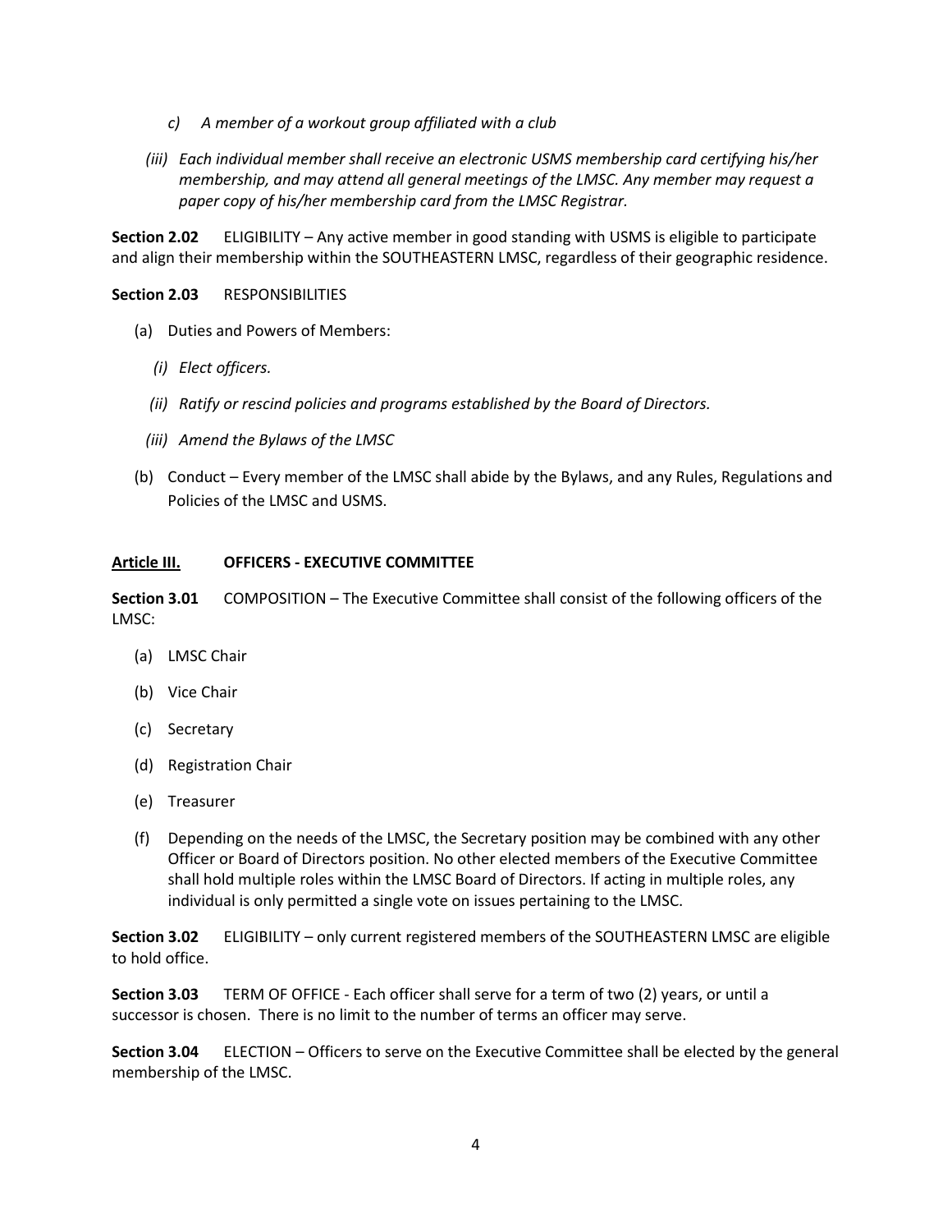*c) A member of a workout group affiliated with a club*

*(iii) Each individual member shall receive an electronic USMS membership card certifying his/her membership, and may attend all general meetings of the LMSC. Any member may request a paper copy of his/her membership card from the LMSC Registrar.*

**Section 2.02** ELIGIBILITY – Any active member in good standing with USMS is eligible to participate and align their membership within the SOUTHEASTERN LMSC, regardless of their geographic residence.

**Section 2.03** RESPONSIBILITIES

(a) Duties and Powers of Members:

*(i) Elect officers.*

*(ii) Ratify or rescind policies and programs established by the Board of Directors.*

*(iii) Amend the Bylaws of the LMSC*

(b) Conduct – Every member of the LMSC shall abide by the Bylaws, and any Rules, Regulations and Policies of the LMSC and USMS.

## Article III. OFFICERS - EXECUTIVE COMMITTEE

**Section 3.01** COMPOSITION – The Executive Committee shall consist of the following officers of the LMSC:

(a) LMSC Chair

(b) Vice Chair

(c) Secretary

(d) Registration Chair

(e) Treasurer

(f) Depending on the needs of the LMSC, the Secretary position may be combined with any other Officer or Board of Directors position. No other elected members of the Executive Committee shall hold multiple roles within the LMSC Board of Directors. If acting in multiple roles, any individual is only permitted a single vote on issues pertaining to the LMSC.

**Section 3.02** ELIGIBILITY – only current registered members of the SOUTHEASTERN LMSC are eligible to hold office.

**Section 3.03** TERM OF OFFICE - Each officer shall serve for a term of two (2) years, or until a successor is chosen. There is no limit to the number of terms an officer may serve.

**Section 3.04** ELECTION – Officers to serve on the Executive Committee shall be elected by the general membership of the LMSC.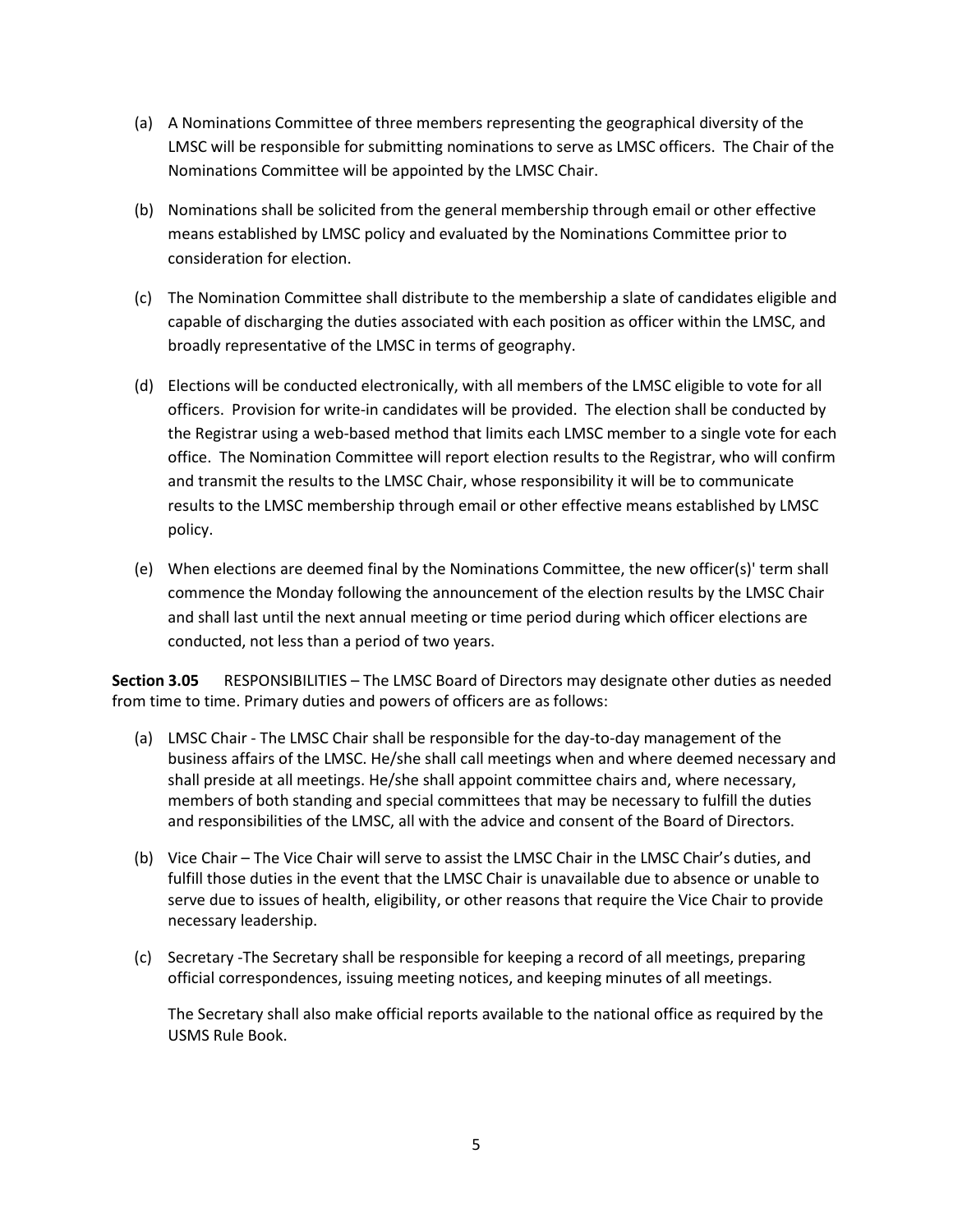(a) A Nominations Committee of three members representing the geographical diversity of the LMSC will be responsible for submitting nominations to serve as LMSC officers. The Chair of the Nominations Committee will be appointed by the LMSC Chair.

(b) Nominations shall be solicited from the general membership through email or other effective means established by LMSC policy and evaluated by the Nominations Committee prior to consideration for election.

(c) The Nomination Committee shall distribute to the membership a slate of candidates eligible and capable of discharging the duties associated with each position as officer within the LMSC, and broadly representative of the LMSC in terms of geography.

(d) Elections will be conducted electronically, with all members of the LMSC eligible to vote for all officers. Provision for write-in candidates will be provided. The election shall be conducted by the Registrar using a web-based method that limits each LMSC member to a single vote for each office. The Nomination Committee will report election results to the Registrar, who will confirm and transmit the results to the LMSC Chair, whose responsibility it will be to communicate results to the LMSC membership through email or other effective means established by LMSC policy.

(e) When elections are deemed final by the Nominations Committee, the new officer(s)' term shall commence the Monday following the announcement of the election results by the LMSC Chair and shall last until the next annual meeting or time period during which officer elections are conducted, not less than a period of two years.

**Section 3.05** RESPONSIBILITIES – The LMSC Board of Directors may designate other duties as needed from time to time. Primary duties and powers of officers are as follows:

(a) LMSC Chair - The LMSC Chair shall be responsible for the day-to-day management of the business affairs of the LMSC. He/she shall call meetings when and where deemed necessary and shall preside at all meetings. He/she shall appoint committee chairs and, where necessary, members of both standing and special committees that may be necessary to fulfill the duties and responsibilities of the LMSC, all with the advice and consent of the Board of Directors.

(b) Vice Chair – The Vice Chair will serve to assist the LMSC Chair in the LMSC Chair's duties, and fulfill those duties in the event that the LMSC Chair is unavailable due to absence or unable to serve due to issues of health, eligibility, or other reasons that require the Vice Chair to provide necessary leadership.

(c) Secretary -The Secretary shall be responsible for keeping a record of all meetings, preparing official correspondences, issuing meeting notices, and keeping minutes of all meetings.

The Secretary shall also make official reports available to the national office as required by the USMS Rule Book.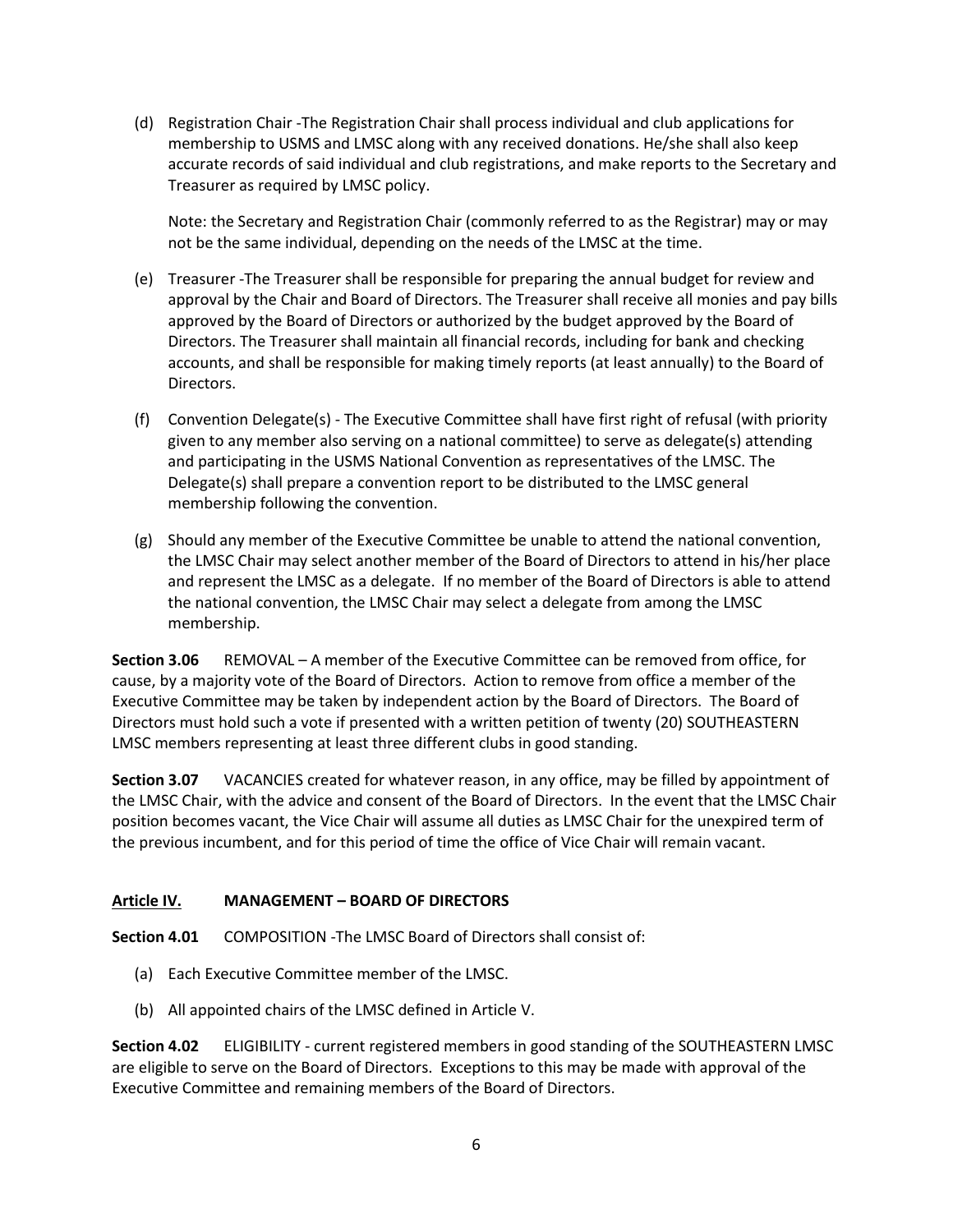(d) Registration Chair -The Registration Chair shall process individual and club applications for membership to USMS and LMSC along with any received donations. He/she shall also keep accurate records of said individual and club registrations, and make reports to the Secretary and Treasurer as required by LMSC policy.

Note: the Secretary and Registration Chair (commonly referred to as the Registrar) may or may not be the same individual, depending on the needs of the LMSC at the time.

(e) Treasurer -The Treasurer shall be responsible for preparing the annual budget for review and approval by the Chair and Board of Directors. The Treasurer shall receive all monies and pay bills approved by the Board of Directors or authorized by the budget approved by the Board of Directors. The Treasurer shall maintain all financial records, including for bank and checking accounts, and shall be responsible for making timely reports (at least annually) to the Board of Directors.

(f) Convention Delegate(s) - The Executive Committee shall have first right of refusal (with priority given to any member also serving on a national committee) to serve as delegate(s) attending and participating in the USMS National Convention as representatives of the LMSC. The Delegate(s) shall prepare a convention report to be distributed to the LMSC general membership following the convention.

(g) Should any member of the Executive Committee be unable to attend the national convention, the LMSC Chair may select another member of the Board of Directors to attend in his/her place and represent the LMSC as a delegate. If no member of the Board of Directors is able to attend the national convention, the LMSC Chair may select a delegate from among the LMSC membership.

**Section 3.06** REMOVAL – A member of the Executive Committee can be removed from office, for cause, by a majority vote of the Board of Directors. Action to remove from office a member of the Executive Committee may be taken by independent action by the Board of Directors. The Board of Directors must hold such a vote if presented with a written petition of twenty (20) SOUTHEASTERN LMSC members representing at least three different clubs in good standing.

**Section 3.07** VACANCIES created for whatever reason, in any office, may be filled by appointment of the LMSC Chair, with the advice and consent of the Board of Directors. In the event that the LMSC Chair position becomes vacant, the Vice Chair will assume all duties as LMSC Chair for the unexpired term of the previous incumbent, and for this period of time the office of Vice Chair will remain vacant.

## Article IV. MANAGEMENT – BOARD OF DIRECTORS

**Section 4.01** COMPOSITION -The LMSC Board of Directors shall consist of:

(a) Each Executive Committee member of the LMSC.

(b) All appointed chairs of the LMSC defined in Article V.

**Section 4.02** ELIGIBILITY - current registered members in good standing of the SOUTHEASTERN LMSC are eligible to serve on the Board of Directors. Exceptions to this may be made with approval of the Executive Committee and remaining members of the Board of Directors.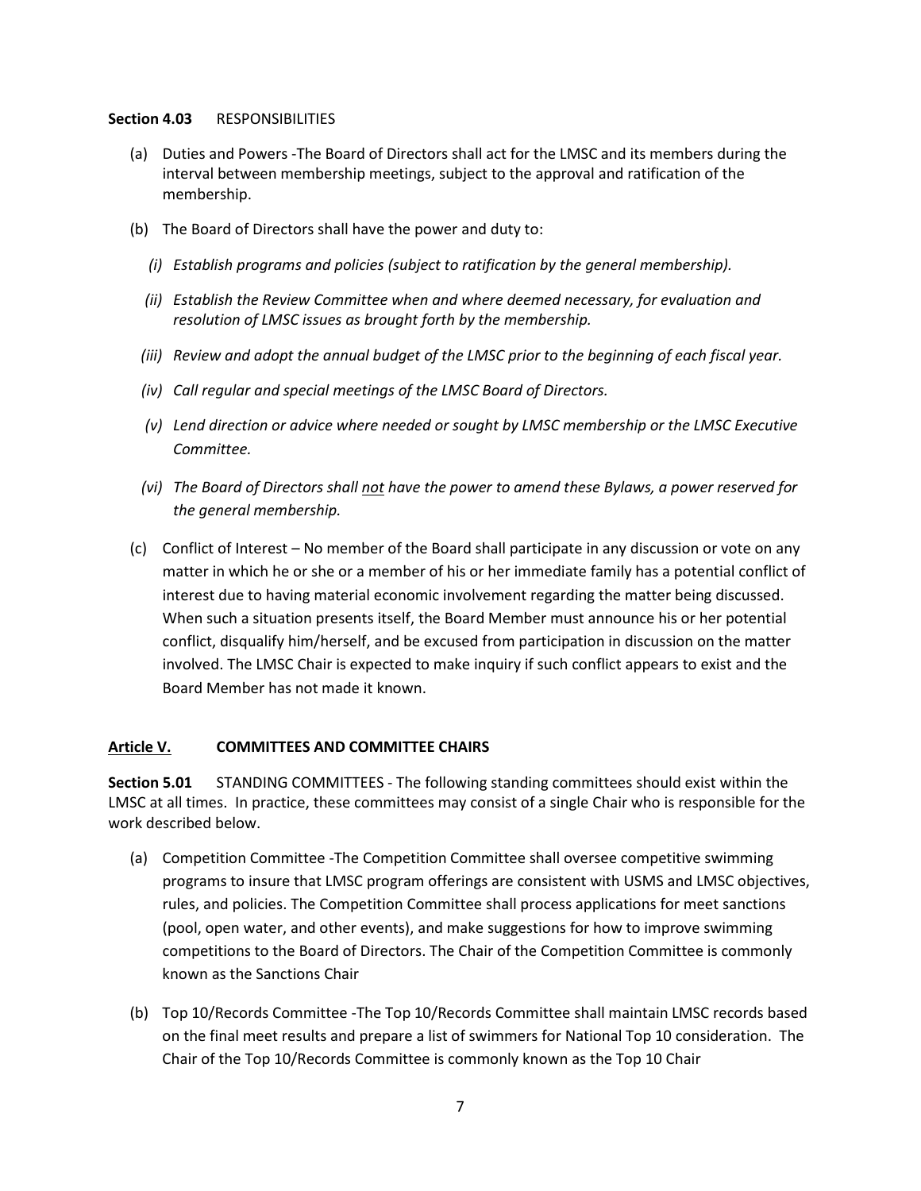**Section 4.03** RESPONSIBILITIES

(a) Duties and Powers -The Board of Directors shall act for the LMSC and its members during the interval between membership meetings, subject to the approval and ratification of the membership.

(b) The Board of Directors shall have the power and duty to:

*(i) Establish programs and policies (subject to ratification by the general membership).*

*(ii) Establish the Review Committee when and where deemed necessary, for evaluation and resolution of LMSC issues as brought forth by the membership.*

*(iii) Review and adopt the annual budget of the LMSC prior to the beginning of each fiscal year.*

*(iv) Call regular and special meetings of the LMSC Board of Directors.*

*(v) Lend direction or advice where needed or sought by LMSC membership or the LMSC Executive Committee.*

*(vi) The Board of Directors shall <u>not</u> have the power to amend these Bylaws, a power reserved for the general membership.*

(c) Conflict of Interest – No member of the Board shall participate in any discussion or vote on any matter in which he or she or a member of his or her immediate family has a potential conflict of interest due to having material economic involvement regarding the matter being discussed. When such a situation presents itself, the Board Member must announce his or her potential conflict, disqualify him/herself, and be excused from participation in discussion on the matter involved. The LMSC Chair is expected to make inquiry if such conflict appears to exist and the Board Member has not made it known.

## <u>Article V.</u> COMMITTEES AND COMMITTEE CHAIRS

**Section 5.01** STANDING COMMITTEES - The following standing committees should exist within the LMSC at all times. In practice, these committees may consist of a single Chair who is responsible for the work described below.

(a) Competition Committee -The Competition Committee shall oversee competitive swimming programs to insure that LMSC program offerings are consistent with USMS and LMSC objectives, rules, and policies. The Competition Committee shall process applications for meet sanctions (pool, open water, and other events), and make suggestions for how to improve swimming competitions to the Board of Directors. The Chair of the Competition Committee is commonly known as the Sanctions Chair

(b) Top 10/Records Committee -The Top 10/Records Committee shall maintain LMSC records based on the final meet results and prepare a list of swimmers for National Top 10 consideration. The Chair of the Top 10/Records Committee is commonly known as the Top 10 Chair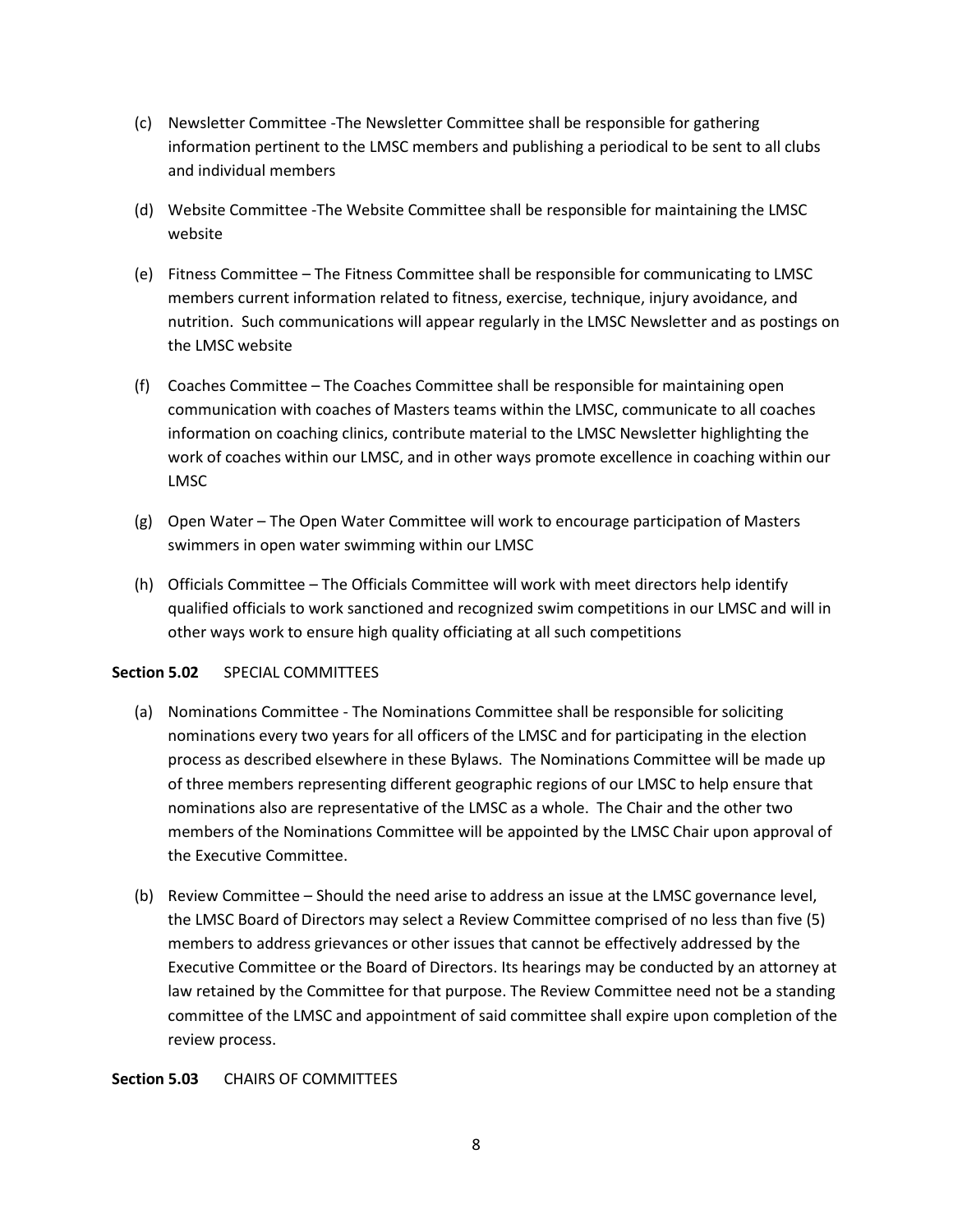(c) Newsletter Committee -The Newsletter Committee shall be responsible for gathering information pertinent to the LMSC members and publishing a periodical to be sent to all clubs and individual members

(d) Website Committee -The Website Committee shall be responsible for maintaining the LMSC website

(e) Fitness Committee – The Fitness Committee shall be responsible for communicating to LMSC members current information related to fitness, exercise, technique, injury avoidance, and nutrition. Such communications will appear regularly in the LMSC Newsletter and as postings on the LMSC website

(f) Coaches Committee – The Coaches Committee shall be responsible for maintaining open communication with coaches of Masters teams within the LMSC, communicate to all coaches information on coaching clinics, contribute material to the LMSC Newsletter highlighting the work of coaches within our LMSC, and in other ways promote excellence in coaching within our LMSC

(g) Open Water – The Open Water Committee will work to encourage participation of Masters swimmers in open water swimming within our LMSC

(h) Officials Committee – The Officials Committee will work with meet directors help identify qualified officials to work sanctioned and recognized swim competitions in our LMSC and will in other ways work to ensure high quality officiating at all such competitions

**Section 5.02** SPECIAL COMMITTEES

(a) Nominations Committee - The Nominations Committee shall be responsible for soliciting nominations every two years for all officers of the LMSC and for participating in the election process as described elsewhere in these Bylaws. The Nominations Committee will be made up of three members representing different geographic regions of our LMSC to help ensure that nominations also are representative of the LMSC as a whole. The Chair and the other two members of the Nominations Committee will be appointed by the LMSC Chair upon approval of the Executive Committee.

(b) Review Committee – Should the need arise to address an issue at the LMSC governance level, the LMSC Board of Directors may select a Review Committee comprised of no less than five (5) members to address grievances or other issues that cannot be effectively addressed by the Executive Committee or the Board of Directors. Its hearings may be conducted by an attorney at law retained by the Committee for that purpose. The Review Committee need not be a standing committee of the LMSC and appointment of said committee shall expire upon completion of the review process.

**Section 5.03** CHAIRS OF COMMITTEES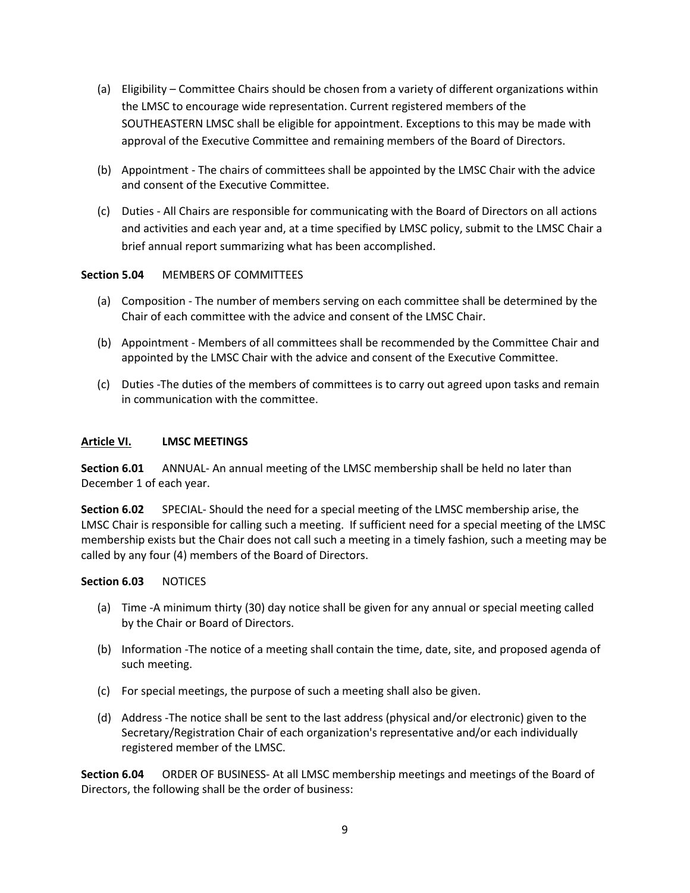(a) Eligibility – Committee Chairs should be chosen from a variety of different organizations within the LMSC to encourage wide representation. Current registered members of the SOUTHEASTERN LMSC shall be eligible for appointment. Exceptions to this may be made with approval of the Executive Committee and remaining members of the Board of Directors.

(b) Appointment - The chairs of committees shall be appointed by the LMSC Chair with the advice and consent of the Executive Committee.

(c) Duties - All Chairs are responsible for communicating with the Board of Directors on all actions and activities and each year and, at a time specified by LMSC policy, submit to the LMSC Chair a brief annual report summarizing what has been accomplished.

**Section 5.04** MEMBERS OF COMMITTEES

(a) Composition - The number of members serving on each committee shall be determined by the Chair of each committee with the advice and consent of the LMSC Chair.

(b) Appointment - Members of all committees shall be recommended by the Committee Chair and appointed by the LMSC Chair with the advice and consent of the Executive Committee.

(c) Duties -The duties of the members of committees is to carry out agreed upon tasks and remain in communication with the committee.

## **Article VI. LMSC MEETINGS**

**Section 6.01** ANNUAL- An annual meeting of the LMSC membership shall be held no later than December 1 of each year.

**Section 6.02** SPECIAL- Should the need for a special meeting of the LMSC membership arise, the LMSC Chair is responsible for calling such a meeting. If sufficient need for a special meeting of the LMSC membership exists but the Chair does not call such a meeting in a timely fashion, such a meeting may be called by any four (4) members of the Board of Directors.

**Section 6.03** NOTICES

(a) Time -A minimum thirty (30) day notice shall be given for any annual or special meeting called by the Chair or Board of Directors.

(b) Information -The notice of a meeting shall contain the time, date, site, and proposed agenda of such meeting.

(c) For special meetings, the purpose of such a meeting shall also be given.

(d) Address -The notice shall be sent to the last address (physical and/or electronic) given to the Secretary/Registration Chair of each organization's representative and/or each individually registered member of the LMSC.

**Section 6.04** ORDER OF BUSINESS- At all LMSC membership meetings and meetings of the Board of Directors, the following shall be the order of business: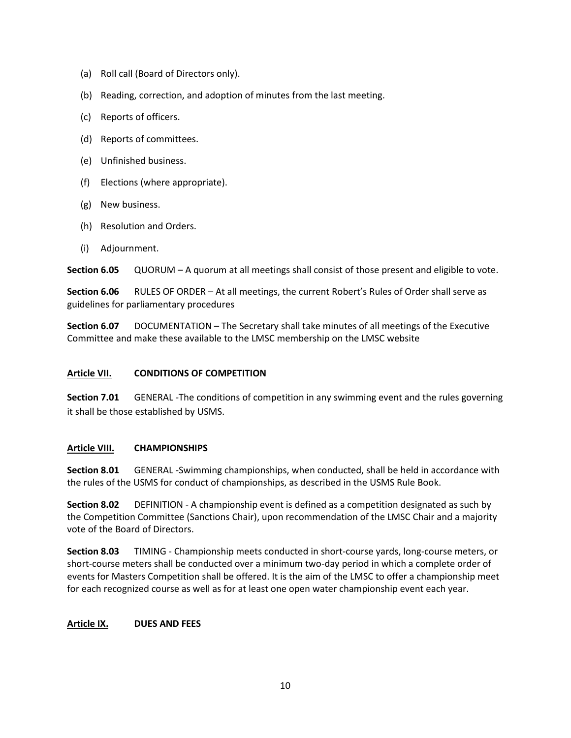(a) Roll call (Board of Directors only).

(b) Reading, correction, and adoption of minutes from the last meeting.

(c) Reports of officers.

(d) Reports of committees.

(e) Unfinished business.

(f) Elections (where appropriate).

(g) New business.

(h) Resolution and Orders.

(i) Adjournment.

**Section 6.05** QUORUM – A quorum at all meetings shall consist of those present and eligible to vote.

**Section 6.06** RULES OF ORDER – At all meetings, the current Robert's Rules of Order shall serve as guidelines for parliamentary procedures

**Section 6.07** DOCUMENTATION – The Secretary shall take minutes of all meetings of the Executive Committee and make these available to the LMSC membership on the LMSC website

## Article VII. CONDITIONS OF COMPETITION

**Section 7.01** GENERAL -The conditions of competition in any swimming event and the rules governing it shall be those established by USMS.

## Article VIII. CHAMPIONSHIPS

**Section 8.01** GENERAL -Swimming championships, when conducted, shall be held in accordance with the rules of the USMS for conduct of championships, as described in the USMS Rule Book.

**Section 8.02** DEFINITION - A championship event is defined as a competition designated as such by the Competition Committee (Sanctions Chair), upon recommendation of the LMSC Chair and a majority vote of the Board of Directors.

**Section 8.03** TIMING - Championship meets conducted in short-course yards, long-course meters, or short-course meters shall be conducted over a minimum two-day period in which a complete order of events for Masters Competition shall be offered. It is the aim of the LMSC to offer a championship meet for each recognized course as well as for at least one open water championship event each year.

## Article IX. DUES AND FEES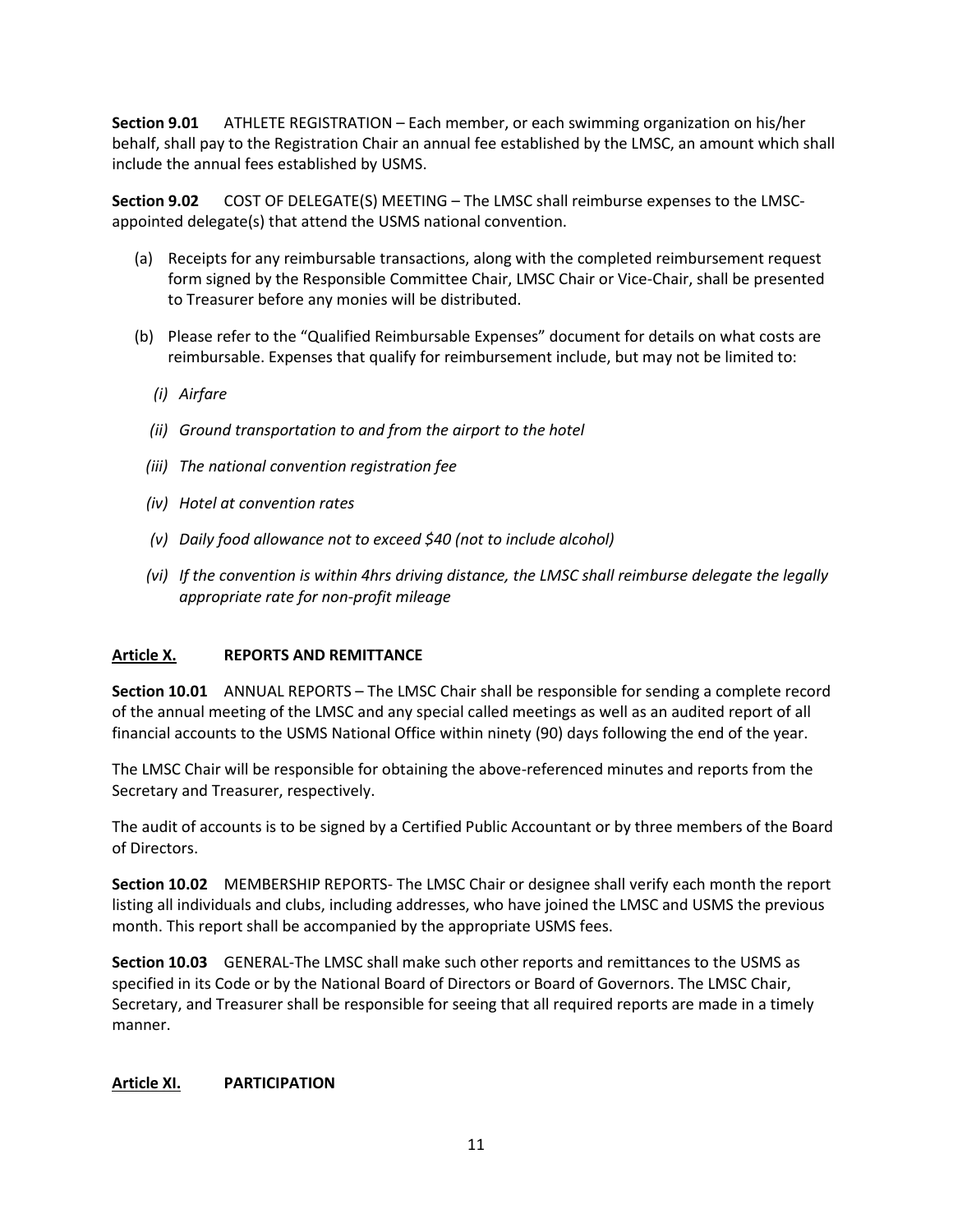**Section 9.01** ATHLETE REGISTRATION – Each member, or each swimming organization on his/her behalf, shall pay to the Registration Chair an annual fee established by the LMSC, an amount which shall include the annual fees established by USMS.

**Section 9.02** COST OF DELEGATE(S) MEETING – The LMSC shall reimburse expenses to the LMSC-appointed delegate(s) that attend the USMS national convention.

(a) Receipts for any reimbursable transactions, along with the completed reimbursement request form signed by the Responsible Committee Chair, LMSC Chair or Vice-Chair, shall be presented to Treasurer before any monies will be distributed.

(b) Please refer to the "Qualified Reimbursable Expenses" document for details on what costs are reimbursable. Expenses that qualify for reimbursement include, but may not be limited to:

*(i) Airfare*

*(ii) Ground transportation to and from the airport to the hotel*

*(iii) The national convention registration fee*

*(iv) Hotel at convention rates*

*(v) Daily food allowance not to exceed $40 (not to include alcohol)*

*(vi) If the convention is within 4hrs driving distance, the LMSC shall reimburse delegate the legally appropriate rate for non-profit mileage*

## Article X. REPORTS AND REMITTANCE

**Section 10.01** ANNUAL REPORTS – The LMSC Chair shall be responsible for sending a complete record of the annual meeting of the LMSC and any special called meetings as well as an audited report of all financial accounts to the USMS National Office within ninety (90) days following the end of the year.

The LMSC Chair will be responsible for obtaining the above-referenced minutes and reports from the Secretary and Treasurer, respectively.

The audit of accounts is to be signed by a Certified Public Accountant or by three members of the Board of Directors.

**Section 10.02** MEMBERSHIP REPORTS- The LMSC Chair or designee shall verify each month the report listing all individuals and clubs, including addresses, who have joined the LMSC and USMS the previous month. This report shall be accompanied by the appropriate USMS fees.

**Section 10.03** GENERAL-The LMSC shall make such other reports and remittances to the USMS as specified in its Code or by the National Board of Directors or Board of Governors. The LMSC Chair, Secretary, and Treasurer shall be responsible for seeing that all required reports are made in a timely manner.

## Article XI. PARTICIPATION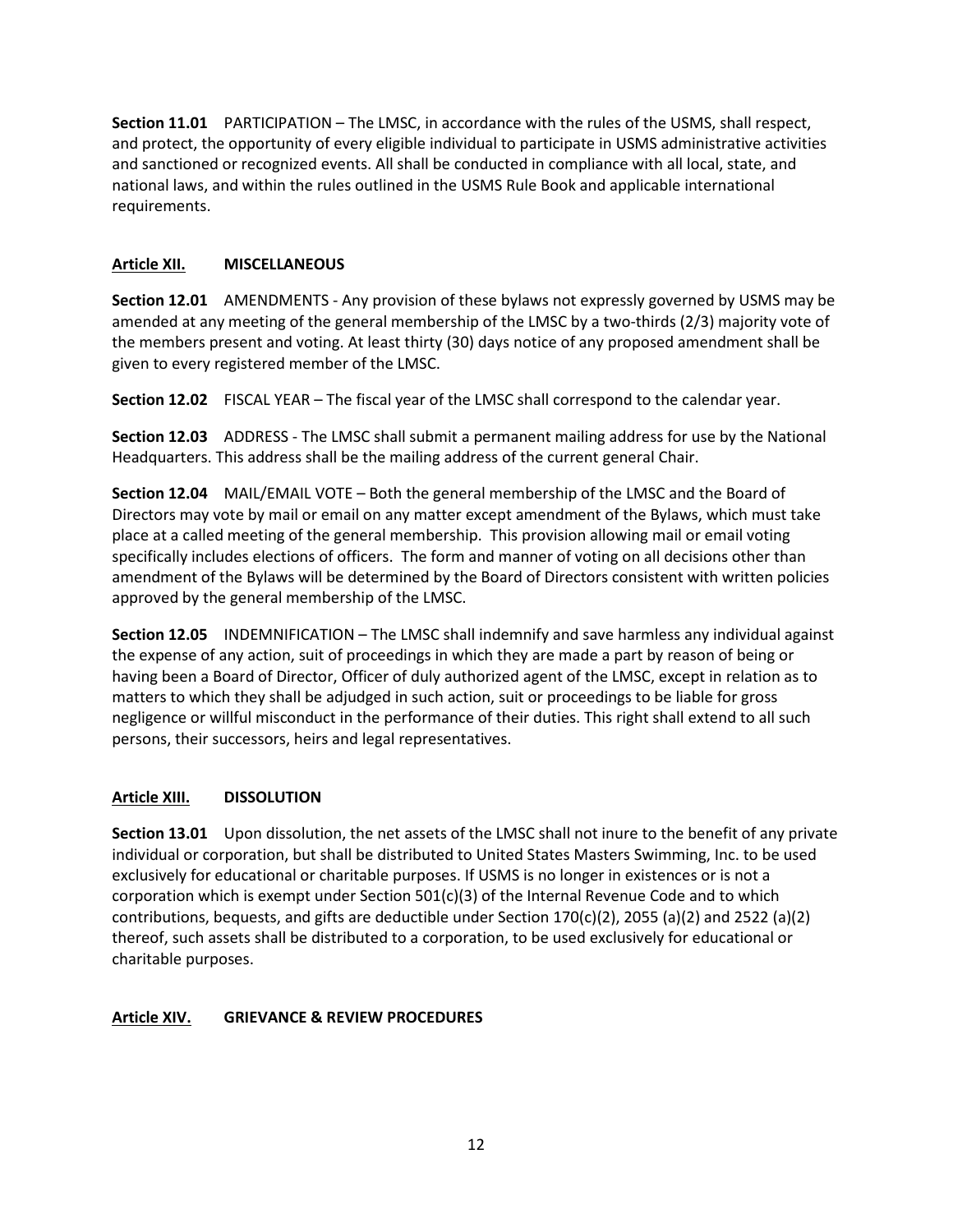**Section 11.01** PARTICIPATION – The LMSC, in accordance with the rules of the USMS, shall respect, and protect, the opportunity of every eligible individual to participate in USMS administrative activities and sanctioned or recognized events. All shall be conducted in compliance with all local, state, and national laws, and within the rules outlined in the USMS Rule Book and applicable international requirements.

## Article XII. MISCELLANEOUS

**Section 12.01** AMENDMENTS - Any provision of these bylaws not expressly governed by USMS may be amended at any meeting of the general membership of the LMSC by a two-thirds (2/3) majority vote of the members present and voting. At least thirty (30) days notice of any proposed amendment shall be given to every registered member of the LMSC.

**Section 12.02** FISCAL YEAR – The fiscal year of the LMSC shall correspond to the calendar year.

**Section 12.03** ADDRESS - The LMSC shall submit a permanent mailing address for use by the National Headquarters. This address shall be the mailing address of the current general Chair.

**Section 12.04** MAIL/EMAIL VOTE – Both the general membership of the LMSC and the Board of Directors may vote by mail or email on any matter except amendment of the Bylaws, which must take place at a called meeting of the general membership. This provision allowing mail or email voting specifically includes elections of officers. The form and manner of voting on all decisions other than amendment of the Bylaws will be determined by the Board of Directors consistent with written policies approved by the general membership of the LMSC.

**Section 12.05** INDEMNIFICATION – The LMSC shall indemnify and save harmless any individual against the expense of any action, suit of proceedings in which they are made a part by reason of being or having been a Board of Director, Officer of duly authorized agent of the LMSC, except in relation as to matters to which they shall be adjudged in such action, suit or proceedings to be liable for gross negligence or willful misconduct in the performance of their duties. This right shall extend to all such persons, their successors, heirs and legal representatives.

## Article XIII. DISSOLUTION

**Section 13.01** Upon dissolution, the net assets of the LMSC shall not inure to the benefit of any private individual or corporation, but shall be distributed to United States Masters Swimming, Inc. to be used exclusively for educational or charitable purposes. If USMS is no longer in existences or is not a corporation which is exempt under Section 501(c)(3) of the Internal Revenue Code and to which contributions, bequests, and gifts are deductible under Section 170(c)(2), 2055 (a)(2) and 2522 (a)(2) thereof, such assets shall be distributed to a corporation, to be used exclusively for educational or charitable purposes.

## Article XIV. GRIEVANCE & REVIEW PROCEDURES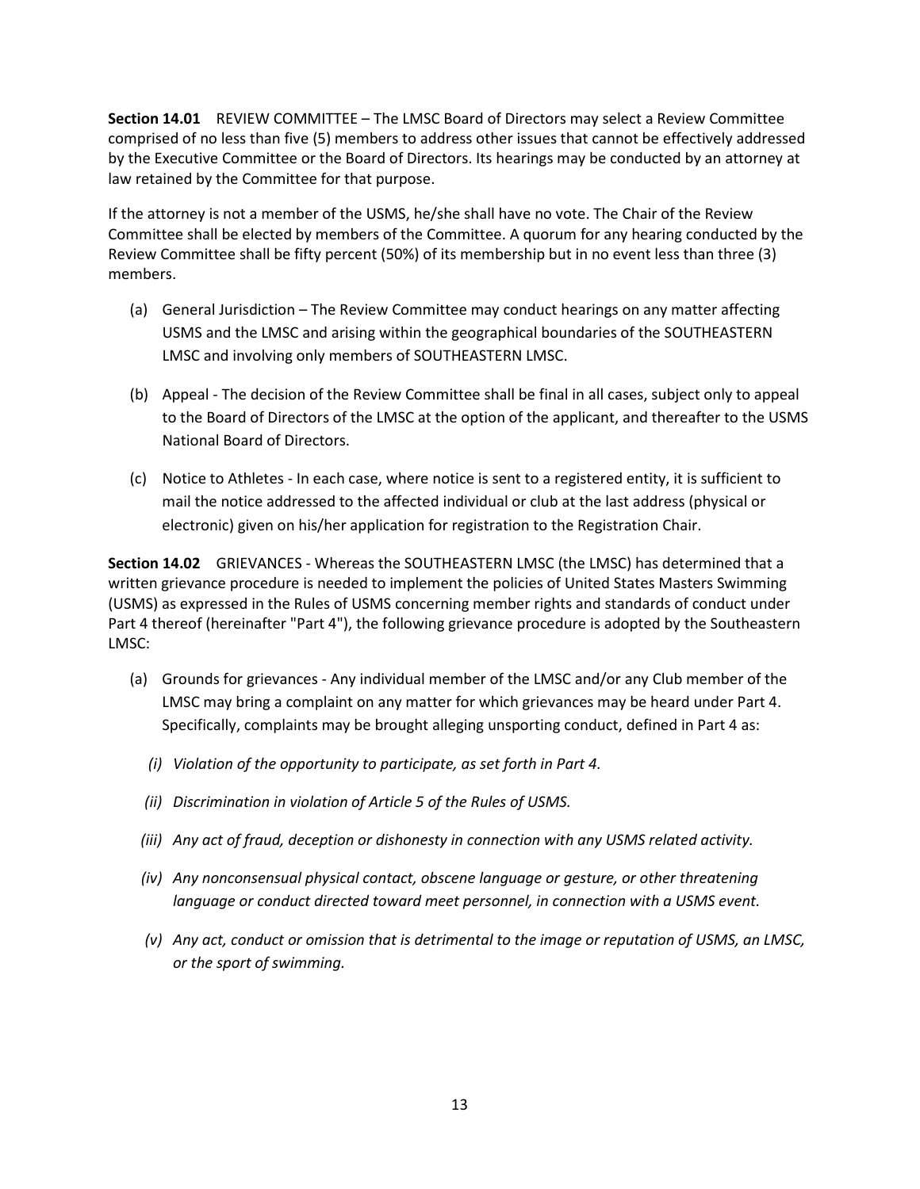**Section 14.01** REVIEW COMMITTEE – The LMSC Board of Directors may select a Review Committee comprised of no less than five (5) members to address other issues that cannot be effectively addressed by the Executive Committee or the Board of Directors. Its hearings may be conducted by an attorney at law retained by the Committee for that purpose.

If the attorney is not a member of the USMS, he/she shall have no vote. The Chair of the Review Committee shall be elected by members of the Committee. A quorum for any hearing conducted by the Review Committee shall be fifty percent (50%) of its membership but in no event less than three (3) members.

(a) General Jurisdiction – The Review Committee may conduct hearings on any matter affecting USMS and the LMSC and arising within the geographical boundaries of the SOUTHEASTERN LMSC and involving only members of SOUTHEASTERN LMSC.

(b) Appeal - The decision of the Review Committee shall be final in all cases, subject only to appeal to the Board of Directors of the LMSC at the option of the applicant, and thereafter to the USMS National Board of Directors.

(c) Notice to Athletes - In each case, where notice is sent to a registered entity, it is sufficient to mail the notice addressed to the affected individual or club at the last address (physical or electronic) given on his/her application for registration to the Registration Chair.

**Section 14.02** GRIEVANCES - Whereas the SOUTHEASTERN LMSC (the LMSC) has determined that a written grievance procedure is needed to implement the policies of United States Masters Swimming (USMS) as expressed in the Rules of USMS concerning member rights and standards of conduct under Part 4 thereof (hereinafter "Part 4"), the following grievance procedure is adopted by the Southeastern LMSC:

(a) Grounds for grievances - Any individual member of the LMSC and/or any Club member of the LMSC may bring a complaint on any matter for which grievances may be heard under Part 4. Specifically, complaints may be brought alleging unsporting conduct, defined in Part 4 as:

*(i) Violation of the opportunity to participate, as set forth in Part 4.*

*(ii) Discrimination in violation of Article 5 of the Rules of USMS.*

*(iii) Any act of fraud, deception or dishonesty in connection with any USMS related activity.*

*(iv) Any nonconsensual physical contact, obscene language or gesture, or other threatening language or conduct directed toward meet personnel, in connection with a USMS event.*

*(v) Any act, conduct or omission that is detrimental to the image or reputation of USMS, an LMSC, or the sport of swimming.*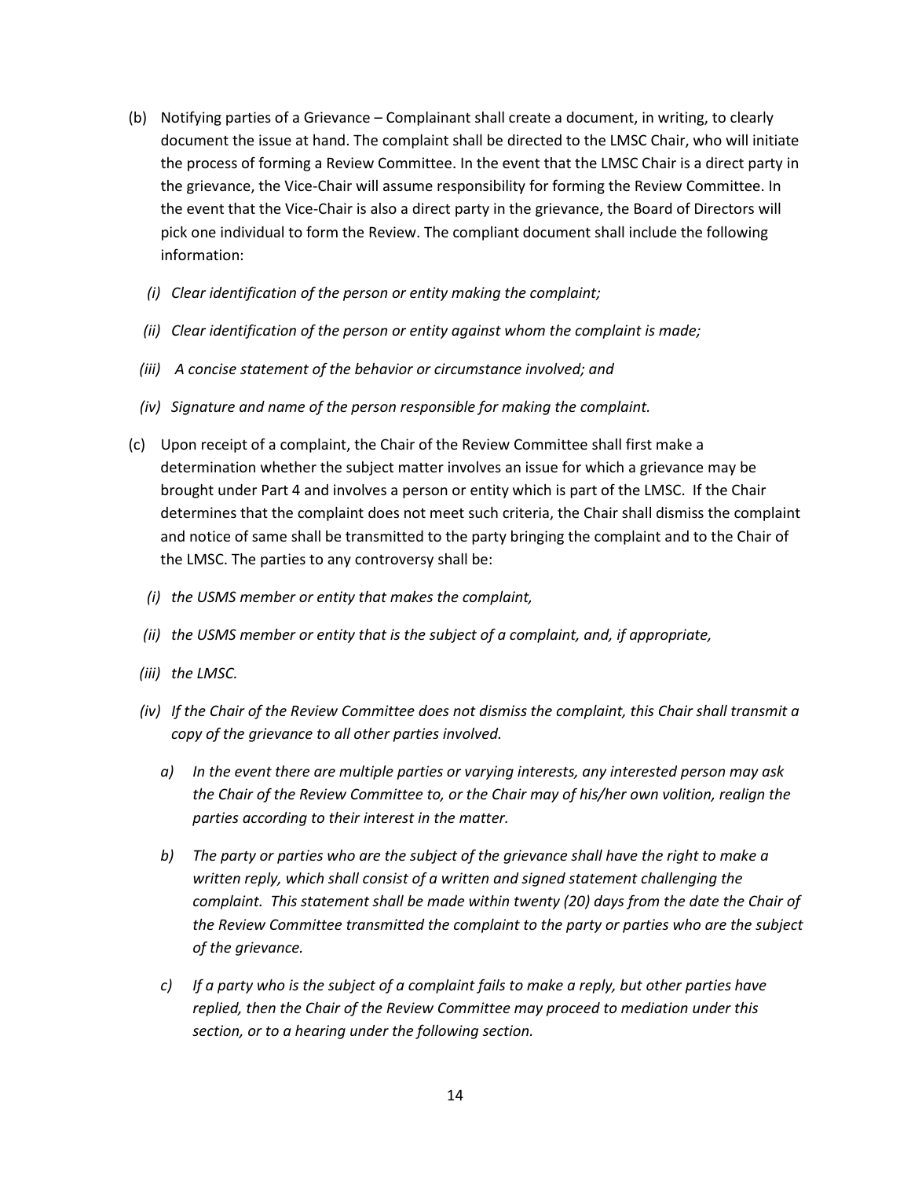(b) Notifying parties of a Grievance – Complainant shall create a document, in writing, to clearly document the issue at hand. The complaint shall be directed to the LMSC Chair, who will initiate the process of forming a Review Committee. In the event that the LMSC Chair is a direct party in the grievance, the Vice-Chair will assume responsibility for forming the Review Committee. In the event that the Vice-Chair is also a direct party in the grievance, the Board of Directors will pick one individual to form the Review. The compliant document shall include the following information:

  *(i) Clear identification of the person or entity making the complaint;*

  *(ii) Clear identification of the person or entity against whom the complaint is made;*

  *(iii) A concise statement of the behavior or circumstance involved; and*

  *(iv) Signature and name of the person responsible for making the complaint.*

(c) Upon receipt of a complaint, the Chair of the Review Committee shall first make a determination whether the subject matter involves an issue for which a grievance may be brought under Part 4 and involves a person or entity which is part of the LMSC. If the Chair determines that the complaint does not meet such criteria, the Chair shall dismiss the complaint and notice of same shall be transmitted to the party bringing the complaint and to the Chair of the LMSC. The parties to any controversy shall be:

  *(i) the USMS member or entity that makes the complaint,*

  *(ii) the USMS member or entity that is the subject of a complaint, and, if appropriate,*

  *(iii) the LMSC.*

  *(iv) If the Chair of the Review Committee does not dismiss the complaint, this Chair shall transmit a copy of the grievance to all other parties involved.*

    *a) In the event there are multiple parties or varying interests, any interested person may ask the Chair of the Review Committee to, or the Chair may of his/her own volition, realign the parties according to their interest in the matter.*

    *b) The party or parties who are the subject of the grievance shall have the right to make a written reply, which shall consist of a written and signed statement challenging the complaint. This statement shall be made within twenty (20) days from the date the Chair of the Review Committee transmitted the complaint to the party or parties who are the subject of the grievance.*

    *c) If a party who is the subject of a complaint fails to make a reply, but other parties have replied, then the Chair of the Review Committee may proceed to mediation under this section, or to a hearing under the following section.*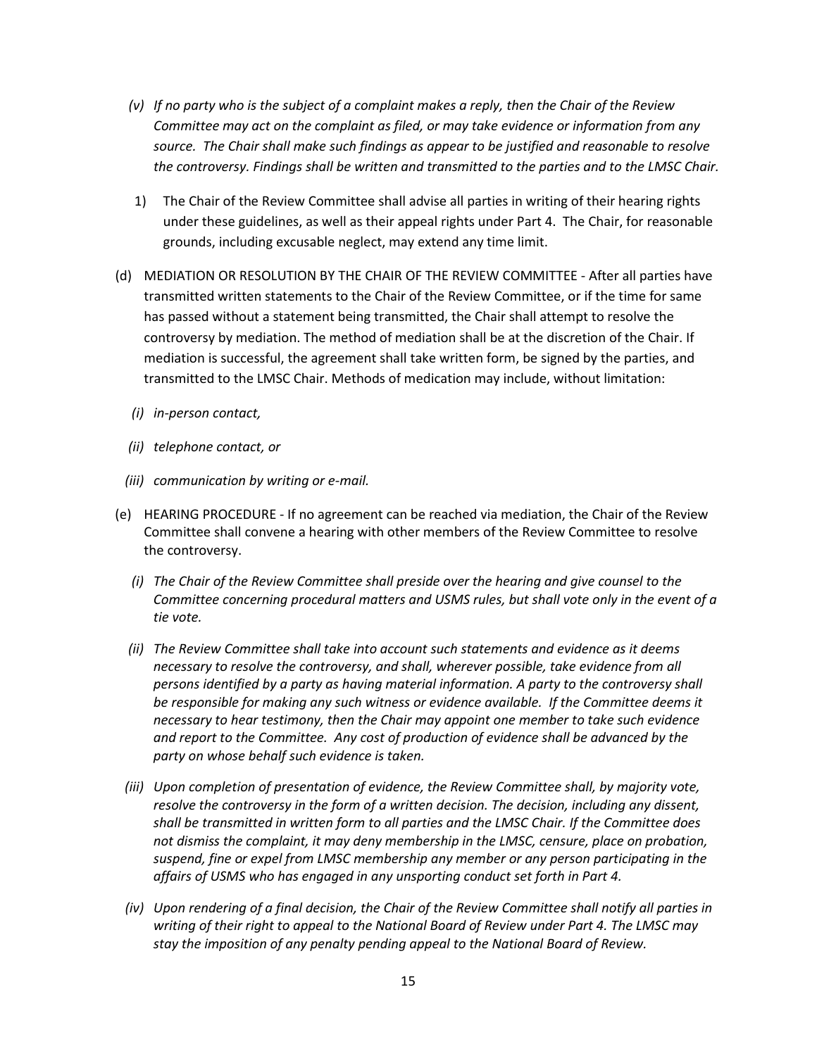*(v) If no party who is the subject of a complaint makes a reply, then the Chair of the Review Committee may act on the complaint as filed, or may take evidence or information from any source. The Chair shall make such findings as appear to be justified and reasonable to resolve the controversy. Findings shall be written and transmitted to the parties and to the LMSC Chair.*

1) The Chair of the Review Committee shall advise all parties in writing of their hearing rights under these guidelines, as well as their appeal rights under Part 4. The Chair, for reasonable grounds, including excusable neglect, may extend any time limit.

(d) MEDIATION OR RESOLUTION BY THE CHAIR OF THE REVIEW COMMITTEE - After all parties have transmitted written statements to the Chair of the Review Committee, or if the time for same has passed without a statement being transmitted, the Chair shall attempt to resolve the controversy by mediation. The method of mediation shall be at the discretion of the Chair. If mediation is successful, the agreement shall take written form, be signed by the parties, and transmitted to the LMSC Chair. Methods of medication may include, without limitation:

*(i) in-person contact,*

*(ii) telephone contact, or*

*(iii) communication by writing or e-mail.*

(e) HEARING PROCEDURE - If no agreement can be reached via mediation, the Chair of the Review Committee shall convene a hearing with other members of the Review Committee to resolve the controversy.

*(i) The Chair of the Review Committee shall preside over the hearing and give counsel to the Committee concerning procedural matters and USMS rules, but shall vote only in the event of a tie vote.*

*(ii) The Review Committee shall take into account such statements and evidence as it deems necessary to resolve the controversy, and shall, wherever possible, take evidence from all persons identified by a party as having material information. A party to the controversy shall be responsible for making any such witness or evidence available. If the Committee deems it necessary to hear testimony, then the Chair may appoint one member to take such evidence and report to the Committee. Any cost of production of evidence shall be advanced by the party on whose behalf such evidence is taken.*

*(iii) Upon completion of presentation of evidence, the Review Committee shall, by majority vote, resolve the controversy in the form of a written decision. The decision, including any dissent, shall be transmitted in written form to all parties and the LMSC Chair. If the Committee does not dismiss the complaint, it may deny membership in the LMSC, censure, place on probation, suspend, fine or expel from LMSC membership any member or any person participating in the affairs of USMS who has engaged in any unsporting conduct set forth in Part 4.*

*(iv) Upon rendering of a final decision, the Chair of the Review Committee shall notify all parties in writing of their right to appeal to the National Board of Review under Part 4. The LMSC may stay the imposition of any penalty pending appeal to the National Board of Review.*